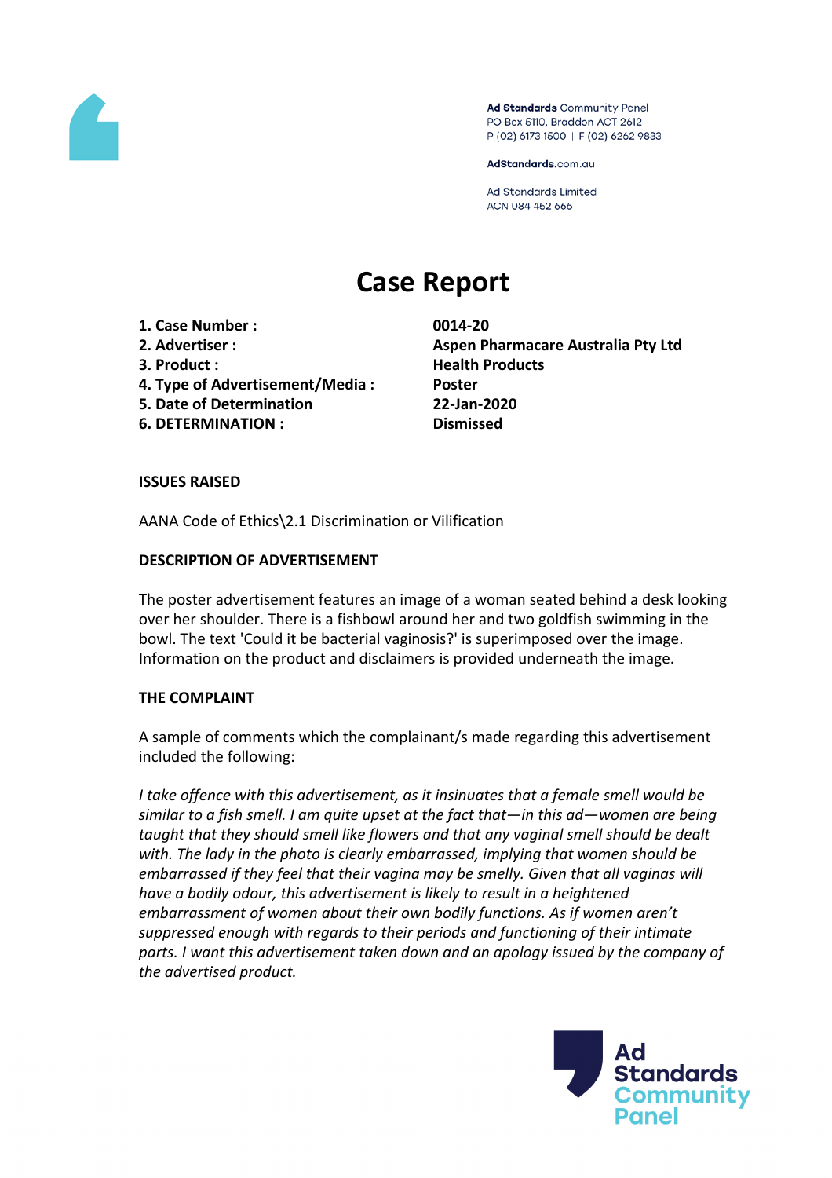Ad Standards Community Panel
PO Box 5110, Braddon ACT 2612
P (02) 6173 1500 | F (02) 6262 9833

AdStandards.com.au

Ad Standards Limited
ACN 084 452 666

# Case Report

| | |
|---|---|
| **1. Case Number :** | **0014-20** |
| **2. Advertiser :** | **Aspen Pharmacare Australia Pty Ltd** |
| **3. Product :** | **Health Products** |
| **4. Type of Advertisement/Media :** | **Poster** |
| **5. Date of Determination** | **22-Jan-2020** |
| **6. DETERMINATION :** | **Dismissed** |

**ISSUES RAISED**

AANA Code of Ethics\2.1 Discrimination or Vilification

**DESCRIPTION OF ADVERTISEMENT**

The poster advertisement features an image of a woman seated behind a desk looking over her shoulder. There is a fishbowl around her and two goldfish swimming in the bowl. The text 'Could it be bacterial vaginosis?' is superimposed over the image. Information on the product and disclaimers is provided underneath the image.

**THE COMPLAINT**

A sample of comments which the complainant/s made regarding this advertisement included the following:

*I take offence with this advertisement, as it insinuates that a female smell would be similar to a fish smell. I am quite upset at the fact that—in this ad—women are being taught that they should smell like flowers and that any vaginal smell should be dealt with. The lady in the photo is clearly embarrassed, implying that women should be embarrassed if they feel that their vagina may be smelly. Given that all vaginas will have a bodily odour, this advertisement is likely to result in a heightened embarrassment of women about their own bodily functions. As if women aren't suppressed enough with regards to their periods and functioning of their intimate parts. I want this advertisement taken down and an apology issued by the company of the advertised product.*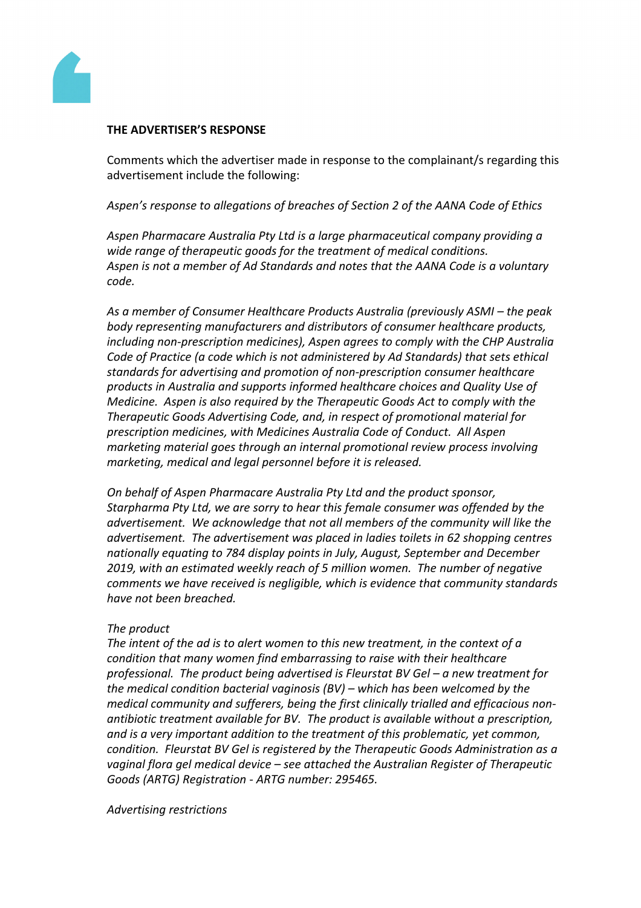**THE ADVERTISER'S RESPONSE**

Comments which the advertiser made in response to the complainant/s regarding this advertisement include the following:

*Aspen's response to allegations of breaches of Section 2 of the AANA Code of Ethics*

*Aspen Pharmacare Australia Pty Ltd is a large pharmaceutical company providing a wide range of therapeutic goods for the treatment of medical conditions. Aspen is not a member of Ad Standards and notes that the AANA Code is a voluntary code.*

*As a member of Consumer Healthcare Products Australia (previously ASMI – the peak body representing manufacturers and distributors of consumer healthcare products, including non-prescription medicines), Aspen agrees to comply with the CHP Australia Code of Practice (a code which is not administered by Ad Standards) that sets ethical standards for advertising and promotion of non-prescription consumer healthcare products in Australia and supports informed healthcare choices and Quality Use of Medicine. Aspen is also required by the Therapeutic Goods Act to comply with the Therapeutic Goods Advertising Code, and, in respect of promotional material for prescription medicines, with Medicines Australia Code of Conduct. All Aspen marketing material goes through an internal promotional review process involving marketing, medical and legal personnel before it is released.*

*On behalf of Aspen Pharmacare Australia Pty Ltd and the product sponsor, Starpharma Pty Ltd, we are sorry to hear this female consumer was offended by the advertisement. We acknowledge that not all members of the community will like the advertisement. The advertisement was placed in ladies toilets in 62 shopping centres nationally equating to 784 display points in July, August, September and December 2019, with an estimated weekly reach of 5 million women. The number of negative comments we have received is negligible, which is evidence that community standards have not been breached.*

*The product*
*The intent of the ad is to alert women to this new treatment, in the context of a condition that many women find embarrassing to raise with their healthcare professional. The product being advertised is Fleurstat BV Gel – a new treatment for the medical condition bacterial vaginosis (BV) – which has been welcomed by the medical community and sufferers, being the first clinically trialled and efficacious non-antibiotic treatment available for BV. The product is available without a prescription, and is a very important addition to the treatment of this problematic, yet common, condition. Fleurstat BV Gel is registered by the Therapeutic Goods Administration as a vaginal flora gel medical device – see attached the Australian Register of Therapeutic Goods (ARTG) Registration - ARTG number: 295465.*

*Advertising restrictions*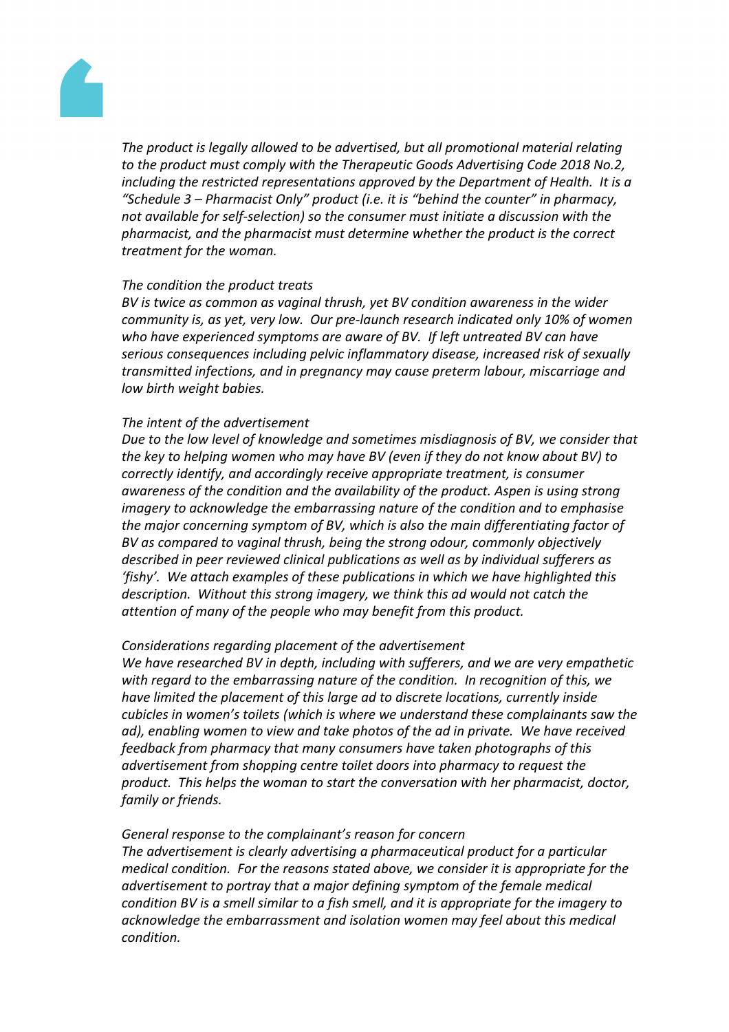*The product is legally allowed to be advertised, but all promotional material relating to the product must comply with the Therapeutic Goods Advertising Code 2018 No.2, including the restricted representations approved by the Department of Health. It is a "Schedule 3 – Pharmacist Only" product (i.e. it is "behind the counter" in pharmacy, not available for self-selection) so the consumer must initiate a discussion with the pharmacist, and the pharmacist must determine whether the product is the correct treatment for the woman.*

*The condition the product treats*

*BV is twice as common as vaginal thrush, yet BV condition awareness in the wider community is, as yet, very low. Our pre-launch research indicated only 10% of women who have experienced symptoms are aware of BV. If left untreated BV can have serious consequences including pelvic inflammatory disease, increased risk of sexually transmitted infections, and in pregnancy may cause preterm labour, miscarriage and low birth weight babies.*

*The intent of the advertisement*

*Due to the low level of knowledge and sometimes misdiagnosis of BV, we consider that the key to helping women who may have BV (even if they do not know about BV) to correctly identify, and accordingly receive appropriate treatment, is consumer awareness of the condition and the availability of the product. Aspen is using strong imagery to acknowledge the embarrassing nature of the condition and to emphasise the major concerning symptom of BV, which is also the main differentiating factor of BV as compared to vaginal thrush, being the strong odour, commonly objectively described in peer reviewed clinical publications as well as by individual sufferers as 'fishy'. We attach examples of these publications in which we have highlighted this description. Without this strong imagery, we think this ad would not catch the attention of many of the people who may benefit from this product.*

*Considerations regarding placement of the advertisement*

*We have researched BV in depth, including with sufferers, and we are very empathetic with regard to the embarrassing nature of the condition. In recognition of this, we have limited the placement of this large ad to discrete locations, currently inside cubicles in women's toilets (which is where we understand these complainants saw the ad), enabling women to view and take photos of the ad in private. We have received feedback from pharmacy that many consumers have taken photographs of this advertisement from shopping centre toilet doors into pharmacy to request the product. This helps the woman to start the conversation with her pharmacist, doctor, family or friends.*

*General response to the complainant's reason for concern*

*The advertisement is clearly advertising a pharmaceutical product for a particular medical condition. For the reasons stated above, we consider it is appropriate for the advertisement to portray that a major defining symptom of the female medical condition BV is a smell similar to a fish smell, and it is appropriate for the imagery to acknowledge the embarrassment and isolation women may feel about this medical condition.*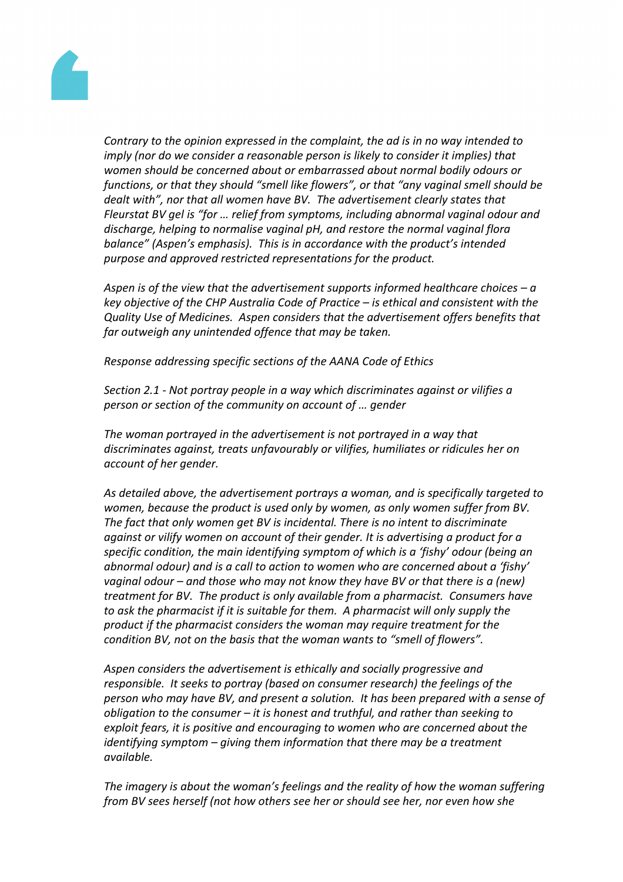*Contrary to the opinion expressed in the complaint, the ad is in no way intended to imply (nor do we consider a reasonable person is likely to consider it implies) that women should be concerned about or embarrassed about normal bodily odours or functions, or that they should "smell like flowers", or that "any vaginal smell should be dealt with", nor that all women have BV. The advertisement clearly states that Fleurstat BV gel is "for … relief from symptoms, including abnormal vaginal odour and discharge, helping to normalise vaginal pH, and restore the normal vaginal flora balance" (Aspen's emphasis). This is in accordance with the product's intended purpose and approved restricted representations for the product.*

*Aspen is of the view that the advertisement supports informed healthcare choices – a key objective of the CHP Australia Code of Practice – is ethical and consistent with the Quality Use of Medicines. Aspen considers that the advertisement offers benefits that far outweigh any unintended offence that may be taken.*

*Response addressing specific sections of the AANA Code of Ethics*

*Section 2.1 - Not portray people in a way which discriminates against or vilifies a person or section of the community on account of … gender*

*The woman portrayed in the advertisement is not portrayed in a way that discriminates against, treats unfavourably or vilifies, humiliates or ridicules her on account of her gender.*

*As detailed above, the advertisement portrays a woman, and is specifically targeted to women, because the product is used only by women, as only women suffer from BV. The fact that only women get BV is incidental. There is no intent to discriminate against or vilify women on account of their gender. It is advertising a product for a specific condition, the main identifying symptom of which is a 'fishy' odour (being an abnormal odour) and is a call to action to women who are concerned about a 'fishy' vaginal odour – and those who may not know they have BV or that there is a (new) treatment for BV. The product is only available from a pharmacist. Consumers have to ask the pharmacist if it is suitable for them. A pharmacist will only supply the product if the pharmacist considers the woman may require treatment for the condition BV, not on the basis that the woman wants to "smell of flowers".*

*Aspen considers the advertisement is ethically and socially progressive and responsible. It seeks to portray (based on consumer research) the feelings of the person who may have BV, and present a solution. It has been prepared with a sense of obligation to the consumer – it is honest and truthful, and rather than seeking to exploit fears, it is positive and encouraging to women who are concerned about the identifying symptom – giving them information that there may be a treatment available.*

*The imagery is about the woman's feelings and the reality of how the woman suffering from BV sees herself (not how others see her or should see her, nor even how she*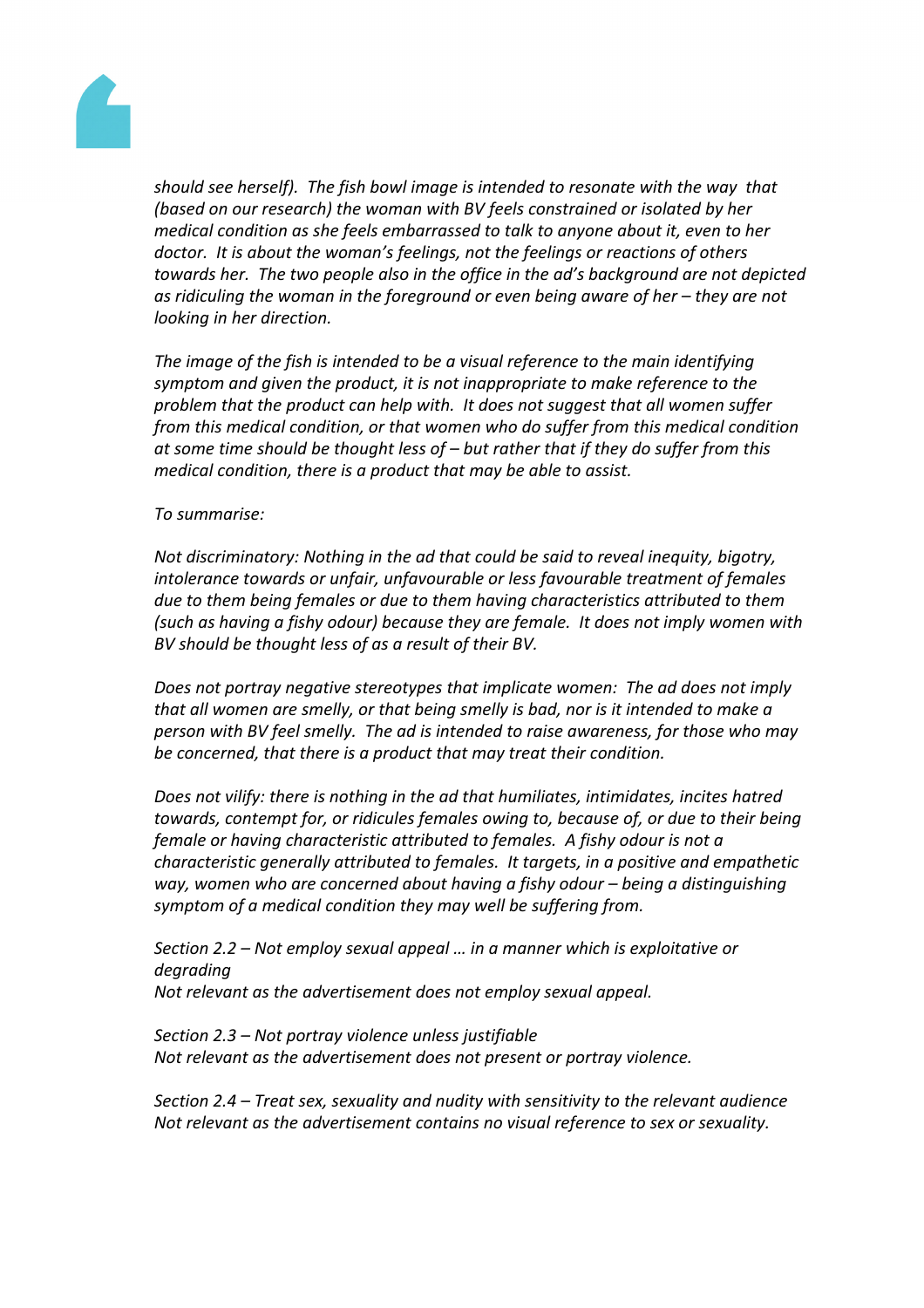*should see herself). The fish bowl image is intended to resonate with the way that (based on our research) the woman with BV feels constrained or isolated by her medical condition as she feels embarrassed to talk to anyone about it, even to her doctor. It is about the woman's feelings, not the feelings or reactions of others towards her. The two people also in the office in the ad's background are not depicted as ridiculing the woman in the foreground or even being aware of her – they are not looking in her direction.*

*The image of the fish is intended to be a visual reference to the main identifying symptom and given the product, it is not inappropriate to make reference to the problem that the product can help with. It does not suggest that all women suffer from this medical condition, or that women who do suffer from this medical condition at some time should be thought less of – but rather that if they do suffer from this medical condition, there is a product that may be able to assist.*

*To summarise:*

*Not discriminatory: Nothing in the ad that could be said to reveal inequity, bigotry, intolerance towards or unfair, unfavourable or less favourable treatment of females due to them being females or due to them having characteristics attributed to them (such as having a fishy odour) because they are female. It does not imply women with BV should be thought less of as a result of their BV.*

*Does not portray negative stereotypes that implicate women: The ad does not imply that all women are smelly, or that being smelly is bad, nor is it intended to make a person with BV feel smelly. The ad is intended to raise awareness, for those who may be concerned, that there is a product that may treat their condition.*

*Does not vilify: there is nothing in the ad that humiliates, intimidates, incites hatred towards, contempt for, or ridicules females owing to, because of, or due to their being female or having characteristic attributed to females. A fishy odour is not a characteristic generally attributed to females. It targets, in a positive and empathetic way, women who are concerned about having a fishy odour – being a distinguishing symptom of a medical condition they may well be suffering from.*

*Section 2.2 – Not employ sexual appeal … in a manner which is exploitative or degrading*
*Not relevant as the advertisement does not employ sexual appeal.*

*Section 2.3 – Not portray violence unless justifiable*
*Not relevant as the advertisement does not present or portray violence.*

*Section 2.4 – Treat sex, sexuality and nudity with sensitivity to the relevant audience*
*Not relevant as the advertisement contains no visual reference to sex or sexuality.*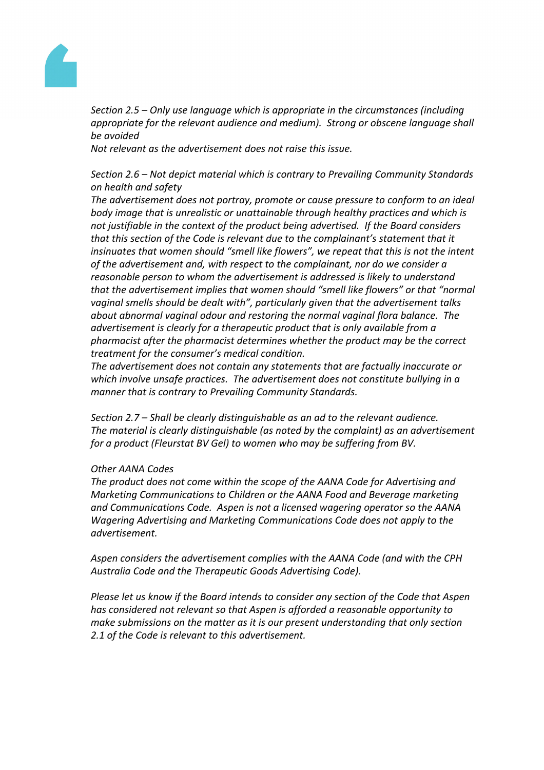*Section 2.5 – Only use language which is appropriate in the circumstances (including appropriate for the relevant audience and medium). Strong or obscene language shall be avoided*

*Not relevant as the advertisement does not raise this issue.*

*Section 2.6 – Not depict material which is contrary to Prevailing Community Standards on health and safety*

*The advertisement does not portray, promote or cause pressure to conform to an ideal body image that is unrealistic or unattainable through healthy practices and which is not justifiable in the context of the product being advertised. If the Board considers that this section of the Code is relevant due to the complainant's statement that it insinuates that women should "smell like flowers", we repeat that this is not the intent of the advertisement and, with respect to the complainant, nor do we consider a reasonable person to whom the advertisement is addressed is likely to understand that the advertisement implies that women should "smell like flowers" or that "normal vaginal smells should be dealt with", particularly given that the advertisement talks about abnormal vaginal odour and restoring the normal vaginal flora balance. The advertisement is clearly for a therapeutic product that is only available from a pharmacist after the pharmacist determines whether the product may be the correct treatment for the consumer's medical condition.*

*The advertisement does not contain any statements that are factually inaccurate or which involve unsafe practices. The advertisement does not constitute bullying in a manner that is contrary to Prevailing Community Standards.*

*Section 2.7 – Shall be clearly distinguishable as an ad to the relevant audience.*

*The material is clearly distinguishable (as noted by the complaint) as an advertisement for a product (Fleurstat BV Gel) to women who may be suffering from BV.*

*Other AANA Codes*

*The product does not come within the scope of the AANA Code for Advertising and Marketing Communications to Children or the AANA Food and Beverage marketing and Communications Code. Aspen is not a licensed wagering operator so the AANA Wagering Advertising and Marketing Communications Code does not apply to the advertisement.*

*Aspen considers the advertisement complies with the AANA Code (and with the CPH Australia Code and the Therapeutic Goods Advertising Code).*

*Please let us know if the Board intends to consider any section of the Code that Aspen has considered not relevant so that Aspen is afforded a reasonable opportunity to make submissions on the matter as it is our present understanding that only section 2.1 of the Code is relevant to this advertisement.*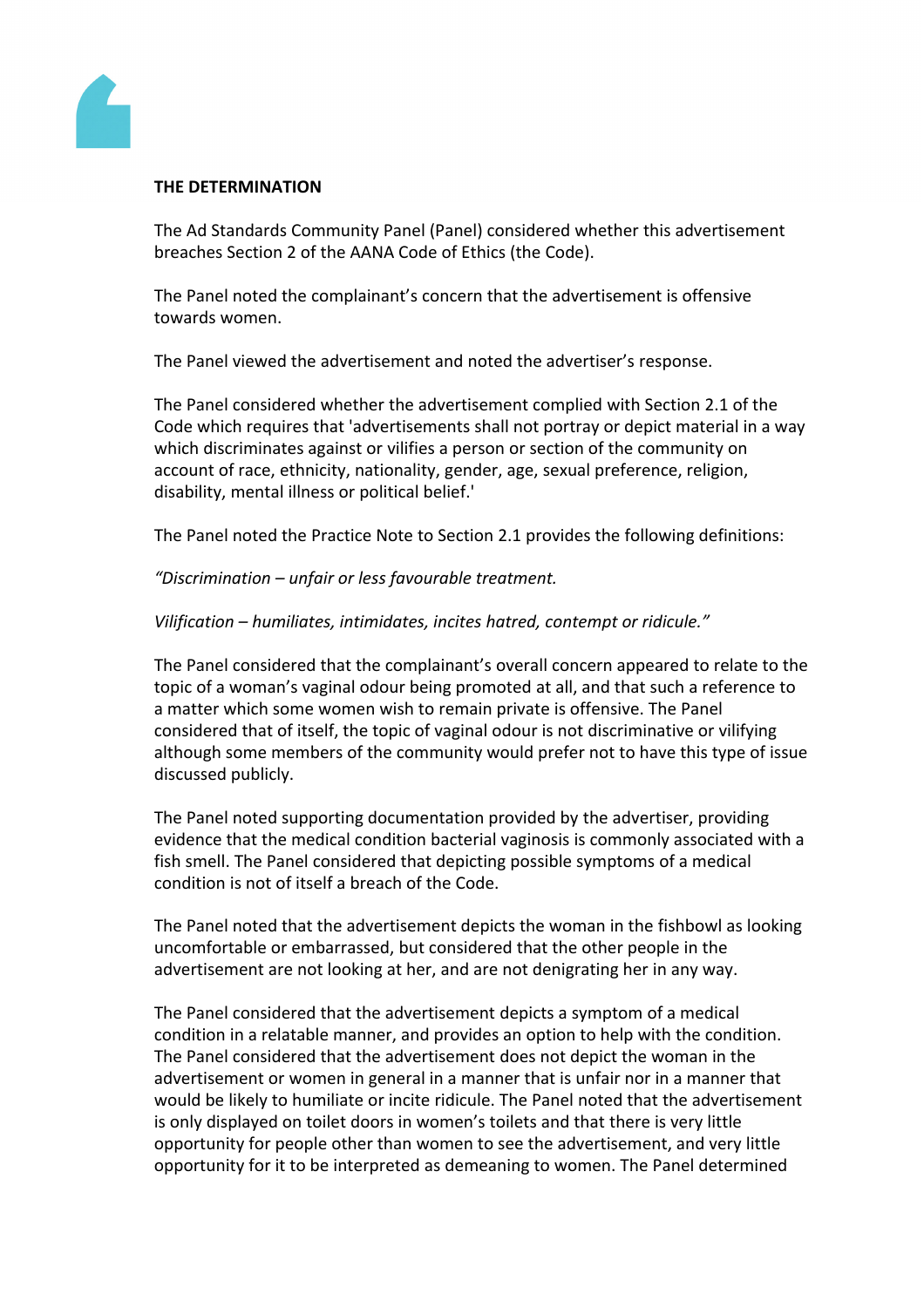**THE DETERMINATION**

The Ad Standards Community Panel (Panel) considered whether this advertisement breaches Section 2 of the AANA Code of Ethics (the Code).

The Panel noted the complainant's concern that the advertisement is offensive towards women.

The Panel viewed the advertisement and noted the advertiser's response.

The Panel considered whether the advertisement complied with Section 2.1 of the Code which requires that 'advertisements shall not portray or depict material in a way which discriminates against or vilifies a person or section of the community on account of race, ethnicity, nationality, gender, age, sexual preference, religion, disability, mental illness or political belief.'

The Panel noted the Practice Note to Section 2.1 provides the following definitions:

*"Discrimination – unfair or less favourable treatment.*

*Vilification – humiliates, intimidates, incites hatred, contempt or ridicule."*

The Panel considered that the complainant's overall concern appeared to relate to the topic of a woman's vaginal odour being promoted at all, and that such a reference to a matter which some women wish to remain private is offensive. The Panel considered that of itself, the topic of vaginal odour is not discriminative or vilifying although some members of the community would prefer not to have this type of issue discussed publicly.

The Panel noted supporting documentation provided by the advertiser, providing evidence that the medical condition bacterial vaginosis is commonly associated with a fish smell. The Panel considered that depicting possible symptoms of a medical condition is not of itself a breach of the Code.

The Panel noted that the advertisement depicts the woman in the fishbowl as looking uncomfortable or embarrassed, but considered that the other people in the advertisement are not looking at her, and are not denigrating her in any way.

The Panel considered that the advertisement depicts a symptom of a medical condition in a relatable manner, and provides an option to help with the condition. The Panel considered that the advertisement does not depict the woman in the advertisement or women in general in a manner that is unfair nor in a manner that would be likely to humiliate or incite ridicule. The Panel noted that the advertisement is only displayed on toilet doors in women's toilets and that there is very little opportunity for people other than women to see the advertisement, and very little opportunity for it to be interpreted as demeaning to women. The Panel determined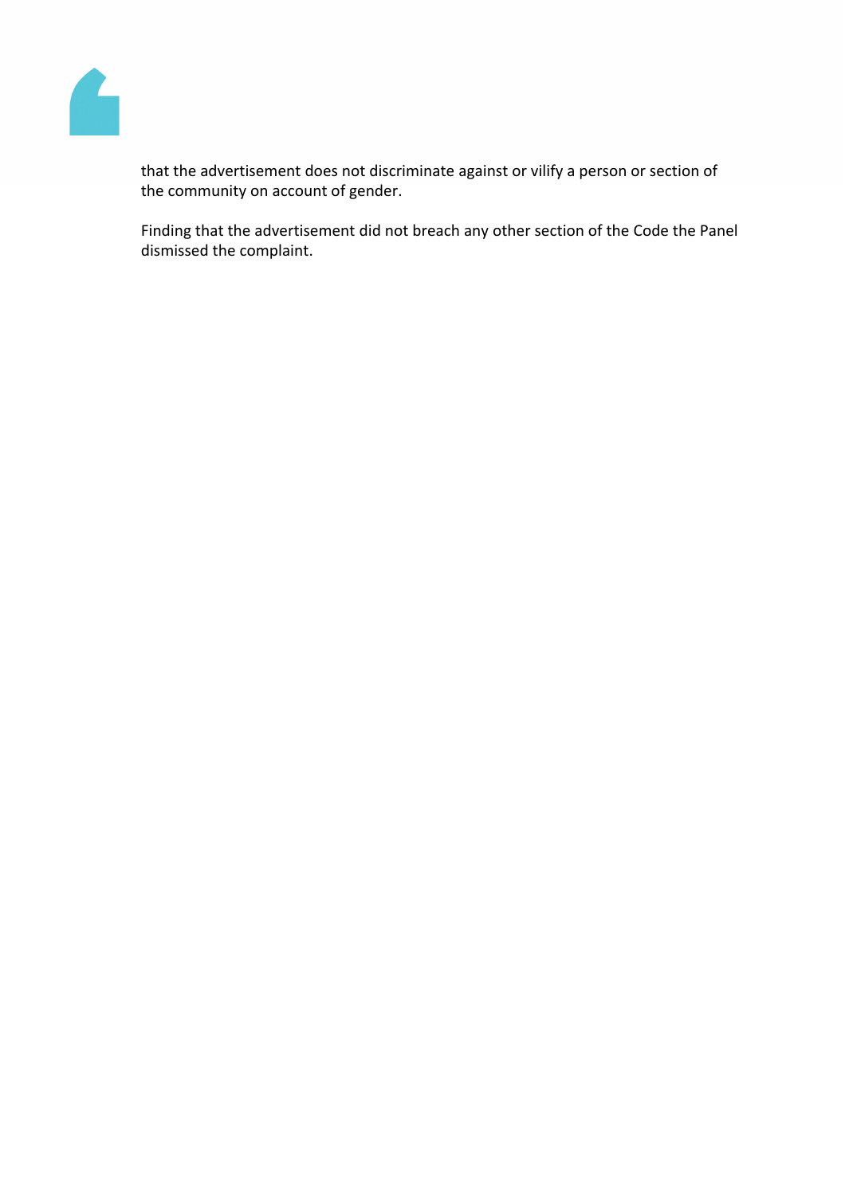that the advertisement does not discriminate against or vilify a person or section of the community on account of gender.

Finding that the advertisement did not breach any other section of the Code the Panel dismissed the complaint.